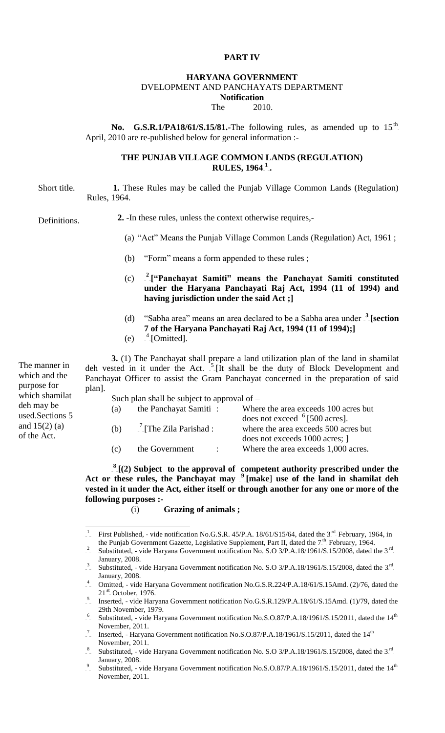**PART IV**

**HARYANA GOVERNMENT**

DVELOPMENT AND PANCHAYATS DEPARTMENT

**Notification**

The 2010.

**No. G.S.R.1/PA18/61/S.15/81.**-The following rules, as amended up to 15th April, 2010 are re-published below for general information :-

**THE PUNJAB VILLAGE COMMON LANDS (REGULATION) RULES, 1964 [1] .**

Short title.

**1.** These Rules may be called the Punjab Village Common Lands (Regulation) Rules, 1964.

Definitions.

**2.** -In these rules, unless the context otherwise requires,-

(a) "Act" Means the Punjab Village Common Lands (Regulation) Act, 1961 ;

(b) "Form" means a form appended to these rules ;

(c) **[2] ["Panchayat Samiti" means the Panchayat Samiti constituted under the Haryana Panchayati Raj Act, 1994 (11 of 1994) and having jurisdiction under the said Act ;]**

(d) "Sabha area" means an area declared to be a Sabha area under **[3] [section 7 of the Haryana Panchayati Raj Act, 1994 (11 of 1994);]**

(e) [4] [Omitted].

The manner in which and the purpose for which shamilat deh may be used.Sections 5 and 15(2) (a) of the Act.

**3.** (1) The Panchayat shall prepare a land utilization plan of the land in shamilat deh vested in it under the Act. [5] [It shall be the duty of Block Development and Panchayat Officer to assist the Gram Panchayat concerned in the preparation of said plan].

Such plan shall be subject to approval of –

| | | |
|---|---|---|
| (a) | the Panchayat Samiti : | Where the area exceeds 100 acres but does not exceed [6] [500 acres]. |
| (b) | [7] [The Zila Parishad : | where the area exceeds 500 acres but does not exceeds 1000 acres; ] |
| (c) | the Government : | Where the area exceeds 1,000 acres. |

**[8] [(2) Subject to the approval of competent authority prescribed under the Act or these rules, the Panchayat may [9] [make] use of the land in shamilat deh vested in it under the Act, either itself or through another for any one or more of the following purposes :-**

(i) **Grazing of animals ;**

---

[1] First Published, - vide notification No.G.S.R. 45/P.A. 18/61/S15/64, dated the 3rd February, 1964, in the Punjab Government Gazette, Legislative Supplement, Part II, dated the 7th February, 1964.

[2] Substituted, - vide Haryana Government notification No. S.O 3/P.A.18/1961/S.15/2008, dated the 3rd January, 2008.

[3] Substituted, - vide Haryana Government notification No. S.O 3/P.A.18/1961/S.15/2008, dated the 3rd January, 2008.

[4] Omitted, - vide Haryana Government notification No.G.S.R.224/P.A.18/61/S.15Amd. (2)/76, dated the 21st October, 1976.

[5] Inserted, - vide Haryana Government notification No.G.S.R.129/P.A.18/61/S.15Amd. (1)/79, dated the 29th November, 1979.

[6] Substituted, - vide Haryana Government notification No.S.O.87/P.A.18/1961/S.15/2011, dated the 14th November, 2011.

[7] Inserted, - Haryana Government notification No.S.O.87/P.A.18/1961/S.15/2011, dated the 14th November, 2011.

[8] Substituted, - vide Haryana Government notification No. S.O 3/P.A.18/1961/S.15/2008, dated the 3rd January, 2008.

[9] Substituted, - vide Haryana Government notification No.S.O.87/P.A.18/1961/S.15/2011, dated the 14th November, 2011.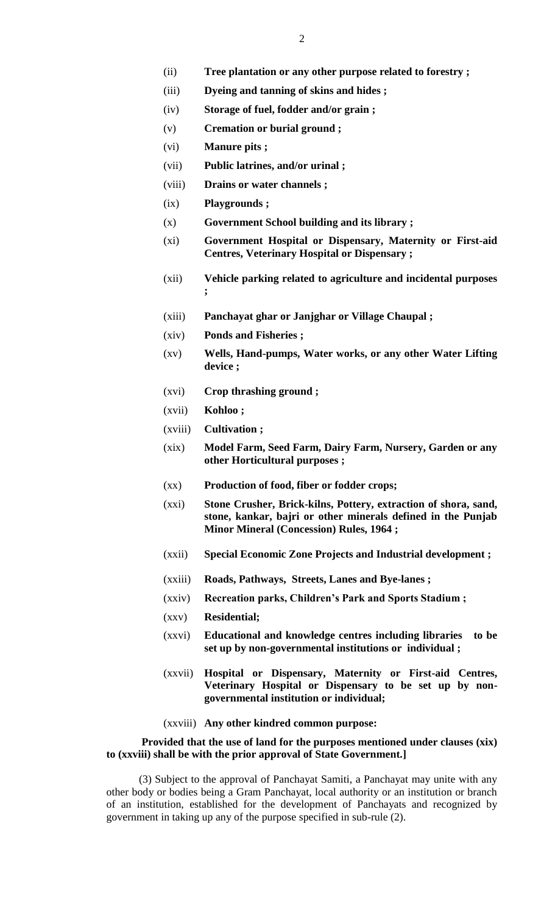(ii) **Tree plantation or any other purpose related to forestry ;**

(iii) **Dyeing and tanning of skins and hides ;**

(iv) **Storage of fuel, fodder and/or grain ;**

(v) **Cremation or burial ground ;**

(vi) **Manure pits ;**

(vii) **Public latrines, and/or urinal ;**

(viii) **Drains or water channels ;**

(ix) **Playgrounds ;**

(x) **Government School building and its library ;**

(xi) **Government Hospital or Dispensary, Maternity or First-aid Centres, Veterinary Hospital or Dispensary ;**

(xii) **Vehicle parking related to agriculture and incidental purposes ;**

(xiii) **Panchayat ghar or Janjghar or Village Chaupal ;**

(xiv) **Ponds and Fisheries ;**

(xv) **Wells, Hand-pumps, Water works, or any other Water Lifting device ;**

(xvi) **Crop thrashing ground ;**

(xvii) **Kohloo ;**

(xviii) **Cultivation ;**

(xix) **Model Farm, Seed Farm, Dairy Farm, Nursery, Garden or any other Horticultural purposes ;**

(xx) **Production of food, fiber or fodder crops;**

(xxi) **Stone Crusher, Brick-kilns, Pottery, extraction of shora, sand, stone, kankar, bajri or other minerals defined in the Punjab Minor Mineral (Concession) Rules, 1964 ;**

(xxii) **Special Economic Zone Projects and Industrial development ;**

(xxiii) **Roads, Pathways, Streets, Lanes and Bye-lanes ;**

(xxiv) **Recreation parks, Children's Park and Sports Stadium ;**

(xxv) **Residential;**

(xxvi) **Educational and knowledge centres including libraries to be set up by non-governmental institutions or individual ;**

(xxvii) **Hospital or Dispensary, Maternity or First-aid Centres, Veterinary Hospital or Dispensary to be set up by non-governmental institution or individual;**

(xxviii) **Any other kindred common purpose:**

**Provided that the use of land for the purposes mentioned under clauses (xix) to (xxviii) shall be with the prior approval of State Government.]**

(3) Subject to the approval of Panchayat Samiti, a Panchayat may unite with any other body or bodies being a Gram Panchayat, local authority or an institution or branch of an institution, established for the development of Panchayats and recognized by government in taking up any of the purpose specified in sub-rule (2).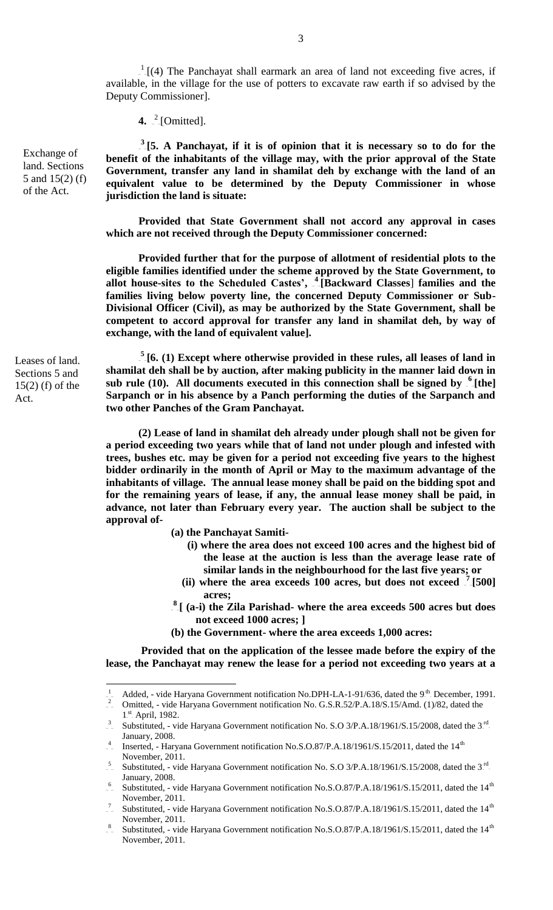[1] [(4) The Panchayat shall earmark an area of land not exceeding five acres, if available, in the village for the use of potters to excavate raw earth if so advised by the Deputy Commissioner].

**4.** [2] [Omitted].

Exchange of land. Sections 5 and 15(2) (f) of the Act.

[3] **[5. A Panchayat, if it is of opinion that it is necessary so to do for the benefit of the inhabitants of the village may, with the prior approval of the State Government, transfer any land in shamilat deh by exchange with the land of an equivalent value to be determined by the Deputy Commissioner in whose jurisdiction the land is situate:**

**Provided that State Government shall not accord any approval in cases which are not received through the Deputy Commissioner concerned:**

**Provided further that for the purpose of allotment of residential plots to the eligible families identified under the scheme approved by the State Government, to allot house-sites to the Scheduled Castes',** [4] **[Backward Classes] families and the families living below poverty line, the concerned Deputy Commissioner or Sub-Divisional Officer (Civil), as may be authorized by the State Government, shall be competent to accord approval for transfer any land in shamilat deh, by way of exchange, with the land of equivalent value].**

Leases of land. Sections 5 and 15(2) (f) of the Act.

[5] **[6. (1) Except where otherwise provided in these rules, all leases of land in shamilat deh shall be by auction, after making publicity in the manner laid down in sub rule (10). All documents executed in this connection shall be signed by** [6] **[the] Sarpanch or in his absence by a Panch performing the duties of the Sarpanch and two other Panches of the Gram Panchayat.**

**(2) Lease of land in shamilat deh already under plough shall not be given for a period exceeding two years while that of land not under plough and infested with trees, bushes etc. may be given for a period not exceeding five years to the highest bidder ordinarily in the month of April or May to the maximum advantage of the inhabitants of village. The annual lease money shall be paid on the bidding spot and for the remaining years of lease, if any, the annual lease money shall be paid, in advance, not later than February every year. The auction shall be subject to the approval of-**

**(a) the Panchayat Samiti-**

**(i) where the area does not exceed 100 acres and the highest bid of the lease at the auction is less than the average lease rate of similar lands in the neighbourhood for the last five years; or**

**(ii) where the area exceeds 100 acres, but does not exceed** [7] **[500] acres;**

[8] **[ (a-i) the Zila Parishad- where the area exceeds 500 acres but does not exceed 1000 acres; ]**

**(b) the Government- where the area exceeds 1,000 acres:**

**Provided that on the application of the lessee made before the expiry of the lease, the Panchayat may renew the lease for a period not exceeding two years at a**

---

1. Added, - vide Haryana Government notification No.DPH-LA-1-91/636, dated the 9th December, 1991.
2. Omitted, - vide Haryana Government notification No. G.S.R.52/P.A.18/S.15/Amd. (1)/82, dated the 1st April, 1982.
3. Substituted, - vide Haryana Government notification No. S.O 3/P.A.18/1961/S.15/2008, dated the 3rd January, 2008.
4. Inserted, - Haryana Government notification No.S.O.87/P.A.18/1961/S.15/2011, dated the 14th November, 2011.
5. Substituted, - vide Haryana Government notification No. S.O 3/P.A.18/1961/S.15/2008, dated the 3rd January, 2008.
6. Substituted, - vide Haryana Government notification No.S.O.87/P.A.18/1961/S.15/2011, dated the 14th November, 2011.
7. Substituted, - vide Haryana Government notification No.S.O.87/P.A.18/1961/S.15/2011, dated the 14th November, 2011.
8. Substituted, - vide Haryana Government notification No.S.O.87/P.A.18/1961/S.15/2011, dated the 14th November, 2011.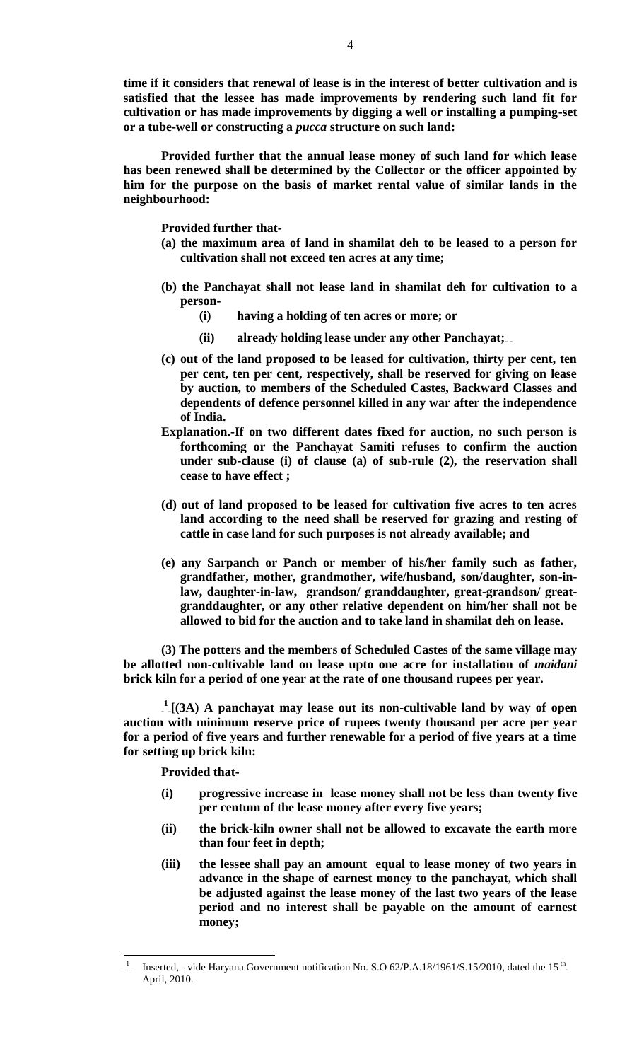**time if it considers that renewal of lease is in the interest of better cultivation and is satisfied that the lessee has made improvements by rendering such land fit for cultivation or has made improvements by digging a well or installing a pumping-set or a tube-well or constructing a *pucca* structure on such land:**

**Provided further that the annual lease money of such land for which lease has been renewed shall be determined by the Collector or the officer appointed by him for the purpose on the basis of market rental value of similar lands in the neighbourhood:**

**Provided further that-**

**(a) the maximum area of land in shamilat deh to be leased to a person for cultivation shall not exceed ten acres at any time;**

**(b) the Panchayat shall not lease land in shamilat deh for cultivation to a person-**

**(i) having a holding of ten acres or more; or**

**(ii) already holding lease under any other Panchayat;**

**(c) out of the land proposed to be leased for cultivation, thirty per cent, ten per cent, ten per cent, respectively, shall be reserved for giving on lease by auction, to members of the Scheduled Castes, Backward Classes and dependents of defence personnel killed in any war after the independence of India.**

**Explanation.-If on two different dates fixed for auction, no such person is forthcoming or the Panchayat Samiti refuses to confirm the auction under sub-clause (i) of clause (a) of sub-rule (2), the reservation shall cease to have effect ;**

**(d) out of land proposed to be leased for cultivation five acres to ten acres land according to the need shall be reserved for grazing and resting of cattle in case land for such purposes is not already available; and**

**(e) any Sarpanch or Panch or member of his/her family such as father, grandfather, mother, grandmother, wife/husband, son/daughter, son-in-law, daughter-in-law, grandson/ granddaughter, great-grandson/ great-granddaughter, or any other relative dependent on him/her shall not be allowed to bid for the auction and to take land in shamilat deh on lease.**

**(3) The potters and the members of Scheduled Castes of the same village may be allotted non-cultivable land on lease upto one acre for installation of *maidani* brick kiln for a period of one year at the rate of one thousand rupees per year.**

[1] **[(3A) A panchayat may lease out its non-cultivable land by way of open auction with minimum reserve price of rupees twenty thousand per acre per year for a period of five years and further renewable for a period of five years at a time for setting up brick kiln:**

**Provided that-**

**(i) progressive increase in lease money shall not be less than twenty five per centum of the lease money after every five years;**

**(ii) the brick-kiln owner shall not be allowed to excavate the earth more than four feet in depth;**

**(iii) the lessee shall pay an amount equal to lease money of two years in advance in the shape of earnest money to the panchayat, which shall be adjusted against the lease money of the last two years of the lease period and no interest shall be payable on the amount of earnest money;**

---

[1] Inserted, - vide Haryana Government notification No. S.O 62/P.A.18/1961/S.15/2010, dated the 15th April, 2010.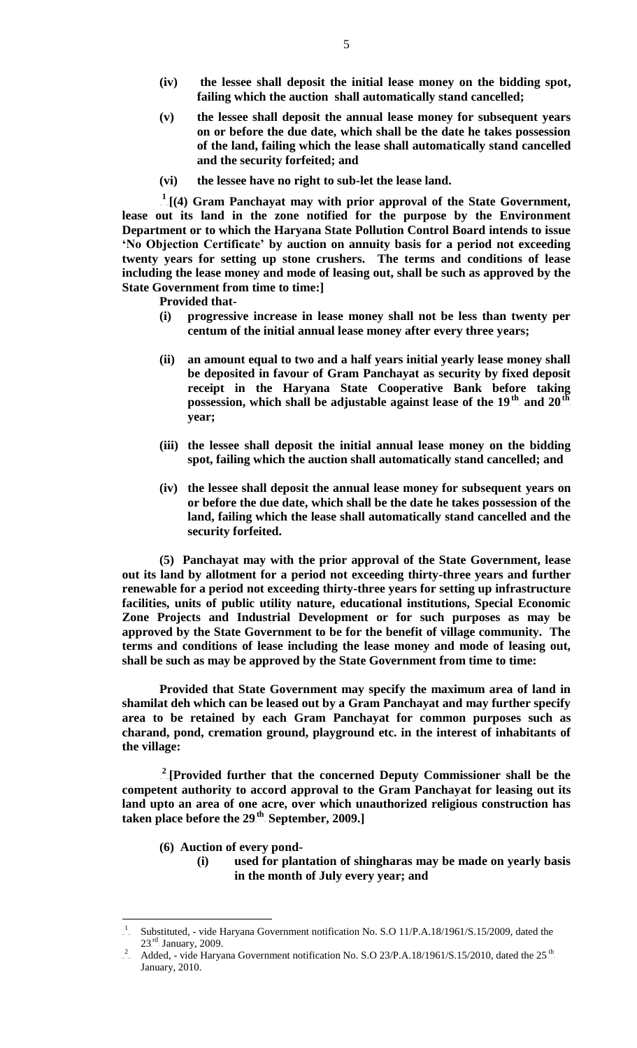**(iv) the lessee shall deposit the initial lease money on the bidding spot, failing which the auction shall automatically stand cancelled;**

**(v) the lessee shall deposit the annual lease money for subsequent years on or before the due date, which shall be the date he takes possession of the land, failing which the lease shall automatically stand cancelled and the security forfeited; and**

**(vi) the lessee have no right to sub-let the lease land.**

[1] **[(4) Gram Panchayat may with prior approval of the State Government, lease out its land in the zone notified for the purpose by the Environment Department or to which the Haryana State Pollution Control Board intends to issue 'No Objection Certificate' by auction on annuity basis for a period not exceeding twenty years for setting up stone crushers. The terms and conditions of lease including the lease money and mode of leasing out, shall be such as approved by the State Government from time to time:]**

**Provided that-**

**(i) progressive increase in lease money shall not be less than twenty per centum of the initial annual lease money after every three years;**

**(ii) an amount equal to two and a half years initial yearly lease money shall be deposited in favour of Gram Panchayat as security by fixed deposit receipt in the Haryana State Cooperative Bank before taking possession, which shall be adjustable against lease of the 19th and 20th year;**

**(iii) the lessee shall deposit the initial annual lease money on the bidding spot, failing which the auction shall automatically stand cancelled; and**

**(iv) the lessee shall deposit the annual lease money for subsequent years on or before the due date, which shall be the date he takes possession of the land, failing which the lease shall automatically stand cancelled and the security forfeited.**

**(5) Panchayat may with the prior approval of the State Government, lease out its land by allotment for a period not exceeding thirty-three years and further renewable for a period not exceeding thirty-three years for setting up infrastructure facilities, units of public utility nature, educational institutions, Special Economic Zone Projects and Industrial Development or for such purposes as may be approved by the State Government to be for the benefit of village community. The terms and conditions of lease including the lease money and mode of leasing out, shall be such as may be approved by the State Government from time to time:**

**Provided that State Government may specify the maximum area of land in shamilat deh which can be leased out by a Gram Panchayat and may further specify area to be retained by each Gram Panchayat for common purposes such as charand, pond, cremation ground, playground etc. in the interest of inhabitants of the village:**

[2] **[Provided further that the concerned Deputy Commissioner shall be the competent authority to accord approval to the Gram Panchayat for leasing out its land upto an area of one acre, over which unauthorized religious construction has taken place before the 29th September, 2009.]**

**(6) Auction of every pond-**

**(i) used for plantation of shingharas may be made on yearly basis in the month of July every year; and**

---

[1] Substituted, - vide Haryana Government notification No. S.O 11/P.A.18/1961/S.15/2009, dated the 23rd January, 2009.

[2] Added, - vide Haryana Government notification No. S.O 23/P.A.18/1961/S.15/2010, dated the 25th January, 2010.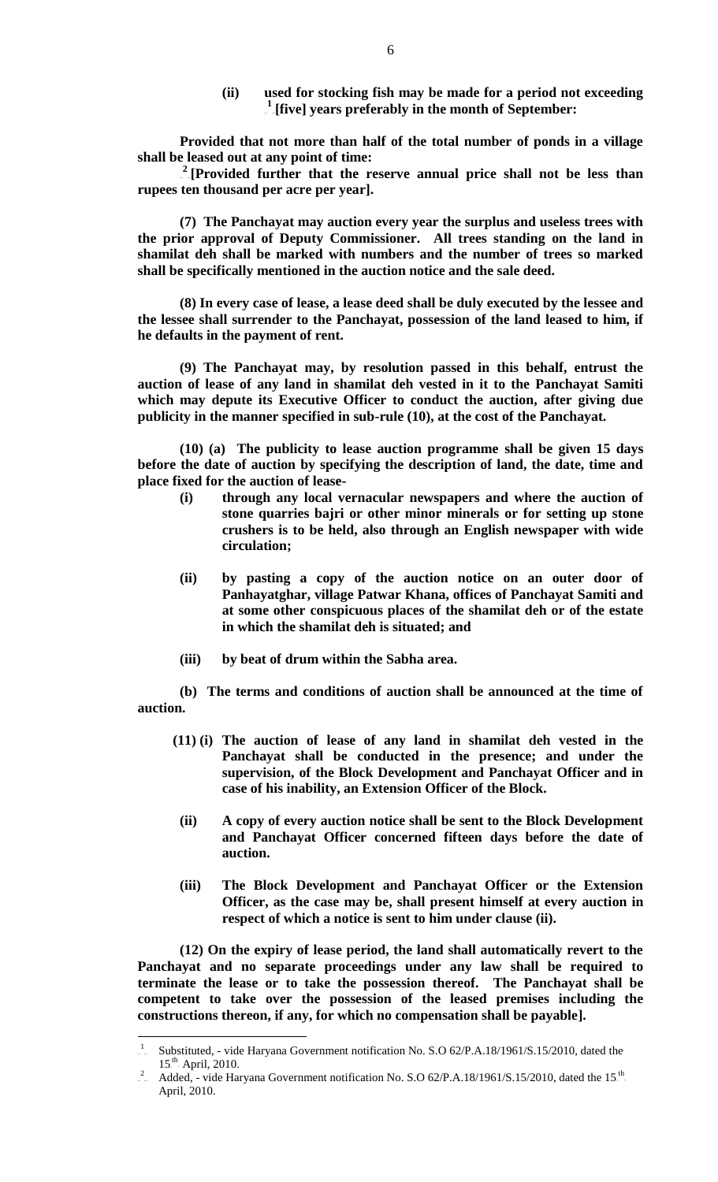**(ii) used for stocking fish may be made for a period not exceeding [1][five] years preferably in the month of September:**

**Provided that not more than half of the total number of ponds in a village shall be leased out at any point of time:**

**[2][Provided further that the reserve annual price shall not be less than rupees ten thousand per acre per year].**

**(7) The Panchayat may auction every year the surplus and useless trees with the prior approval of Deputy Commissioner. All trees standing on the land in shamilat deh shall be marked with numbers and the number of trees so marked shall be specifically mentioned in the auction notice and the sale deed.**

**(8) In every case of lease, a lease deed shall be duly executed by the lessee and the lessee shall surrender to the Panchayat, possession of the land leased to him, if he defaults in the payment of rent.**

**(9) The Panchayat may, by resolution passed in this behalf, entrust the auction of lease of any land in shamilat deh vested in it to the Panchayat Samiti which may depute its Executive Officer to conduct the auction, after giving due publicity in the manner specified in sub-rule (10), at the cost of the Panchayat.**

**(10) (a) The publicity to lease auction programme shall be given 15 days before the date of auction by specifying the description of land, the date, time and place fixed for the auction of lease-**

- **(i) through any local vernacular newspapers and where the auction of stone quarries bajri or other minor minerals or for setting up stone crushers is to be held, also through an English newspaper with wide circulation;**
- **(ii) by pasting a copy of the auction notice on an outer door of Panhayatghar, village Patwar Khana, offices of Panchayat Samiti and at some other conspicuous places of the shamilat deh or of the estate in which the shamilat deh is situated; and**
- **(iii) by beat of drum within the Sabha area.**

**(b) The terms and conditions of auction shall be announced at the time of auction.**

**(11) (i) The auction of lease of any land in shamilat deh vested in the Panchayat shall be conducted in the presence; and under the supervision, of the Block Development and Panchayat Officer and in case of his inability, an Extension Officer of the Block.**

**(ii) A copy of every auction notice shall be sent to the Block Development and Panchayat Officer concerned fifteen days before the date of auction.**

**(iii) The Block Development and Panchayat Officer or the Extension Officer, as the case may be, shall present himself at every auction in respect of which a notice is sent to him under clause (ii).**

**(12) On the expiry of lease period, the land shall automatically revert to the Panchayat and no separate proceedings under any law shall be required to terminate the lease or to take the possession thereof. The Panchayat shall be competent to take over the possession of the leased premises including the constructions thereon, if any, for which no compensation shall be payable].**

---

[1] Substituted, - vide Haryana Government notification No. S.O 62/P.A.18/1961/S.15/2010, dated the 15th April, 2010.

[2] Added, - vide Haryana Government notification No. S.O 62/P.A.18/1961/S.15/2010, dated the 15th April, 2010.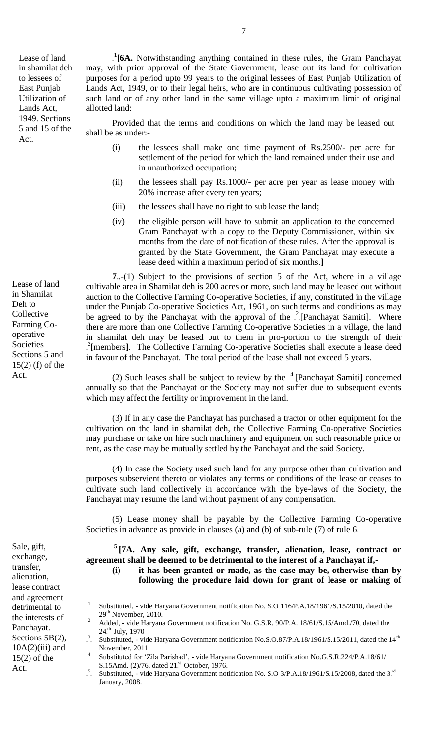Lease of land in shamilat deh to lessees of East Punjab Utilization of Lands Act, 1949. Sections 5 and 15 of the Act.

[1][**6A.** Notwithstanding anything contained in these rules, the Gram Panchayat may, with prior approval of the State Government, lease out its land for cultivation purposes for a period upto 99 years to the original lessees of East Punjab Utilization of Lands Act, 1949, or to their legal heirs, who are in continuous cultivating possession of such land or of any other land in the same village upto a maximum limit of original allotted land:

Provided that the terms and conditions on which the land may be leased out shall be as under:-

(i) the lessees shall make one time payment of Rs.2500/- per acre for settlement of the period for which the land remained under their use and in unauthorized occupation;

(ii) the lessees shall pay Rs.1000/- per acre per year as lease money with 20% increase after every ten years;

(iii) the lessees shall have no right to sub lease the land;

(iv) the eligible person will have to submit an application to the concerned Gram Panchayat with a copy to the Deputy Commissioner, within six months from the date of notification of these rules. After the approval is granted by the State Government, the Gram Panchayat may execute a lease deed within a maximum period of six months.**]**

Lease of land in Shamilat Deh to Collective Farming Co-operative Societies Sections 5 and 15(2) (f) of the Act.

**7**..-(1) Subject to the provisions of section 5 of the Act, where in a village cultivable area in Shamilat deh is 200 acres or more, such land may be leased out without auction to the Collective Farming Co-operative Societies, if any, constituted in the village under the Punjab Co-operative Societies Act, 1961, on such terms and conditions as may be agreed to by the Panchayat with the approval of the [2][Panchayat Samiti]. Where there are more than one Collective Farming Co-operative Societies in a village, the land in shamilat deh may be leased out to them in pro-portion to the strength of their [3]**[**members**]**. The Collective Farming Co-operative Societies shall execute a lease deed in favour of the Panchayat. The total period of the lease shall not exceed 5 years.

(2) Such leases shall be subject to review by the [4][Panchayat Samiti] concerned annually so that the Panchayat or the Society may not suffer due to subsequent events which may affect the fertility or improvement in the land.

(3) If in any case the Panchayat has purchased a tractor or other equipment for the cultivation on the land in shamilat deh, the Collective Farming Co-operative Societies may purchase or take on hire such machinery and equipment on such reasonable price or rent, as the case may be mutually settled by the Panchayat and the said Society.

(4) In case the Society used such land for any purpose other than cultivation and purposes subservient thereto or violates any terms or conditions of the lease or ceases to cultivate such land collectively in accordance with the bye-laws of the Society, the Panchayat may resume the land without payment of any compensation.

(5) Lease money shall be payable by the Collective Farming Co-operative Societies in advance as provide in clauses (a) and (b) of sub-rule (7) of rule 6.

Sale, gift, exchange, transfer, alienation, lease contract and agreement detrimental to the interests of Panchayat. Sections 5B(2), 10A(2)(iii) and 15(2) of the Act.

[5] **[7A. Any sale, gift, exchange, transfer, alienation, lease, contract or agreement shall be deemed to be detrimental to the interest of a Panchayat if,-**

**(i) it has been granted or made, as the case may be, otherwise than by following the procedure laid down for grant of lease or making of**

---

1. Substituted, - vide Haryana Government notification No. S.O 116/P.A.18/1961/S.15/2010, dated the 29th November, 2010.
2. Added, - vide Haryana Government notification No. G.S.R. 90/P.A. 18/61/S.15/Amd./70, dated the 24th July, 1970
3. Substituted, - vide Haryana Government notification No.S.O.87/P.A.18/1961/S.15/2011, dated the 14th November, 2011.
4. Substituted for 'Zila Parishad', - vide Haryana Government notification No.G.S.R.224/P.A.18/61/ S.15Amd. (2)/76, dated 21st October, 1976.
5. Substituted, - vide Haryana Government notification No. S.O 3/P.A.18/1961/S.15/2008, dated the 3rd January, 2008.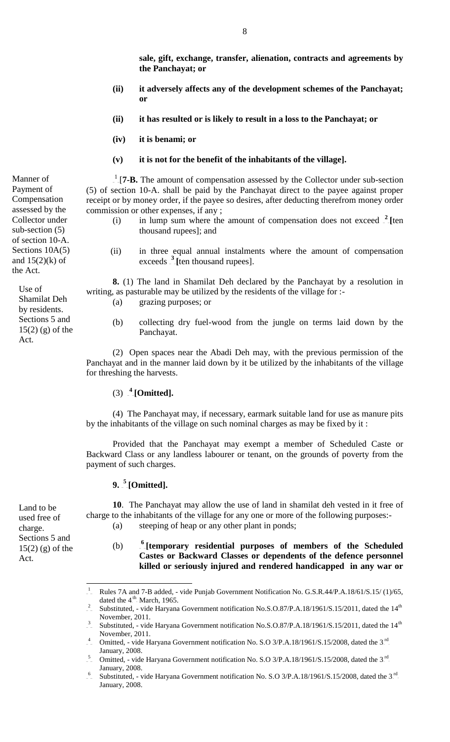**sale, gift, exchange, transfer, alienation, contracts and agreements by the Panchayat; or**

**(ii) it adversely affects any of the development schemes of the Panchayat; or**

**(ii) it has resulted or is likely to result in a loss to the Panchayat; or**

**(iv) it is benami; or**

**(v) it is not for the benefit of the inhabitants of the village].**

*Manner of Payment of Compensation assessed by the Collector under sub-section (5) of section 10-A. Sections 10A(5) and 15(2)(k) of the Act.*

[1][**7-B.** The amount of compensation assessed by the Collector under sub-section (5) of section 10-A. shall be paid by the Panchayat direct to the payee against proper receipt or by money order, if the payee so desires, after deducting therefrom money order commission or other expenses, if any ;

(i) in lump sum where the amount of compensation does not exceed [2]**[**ten thousand rupees]; and

(ii) in three equal annual instalments where the amount of compensation exceeds [3]**[**ten thousand rupees].

*Use of Shamilat Deh by residents. Sections 5 and 15(2) (g) of the Act.*

**8.** (1) The land in Shamilat Deh declared by the Panchayat by a resolution in writing, as pasturable may be utilized by the residents of the village for :-

(a) grazing purposes; or

(b) collecting dry fuel-wood from the jungle on terms laid down by the Panchayat.

(2) Open spaces near the Abadi Deh may, with the previous permission of the Panchayat and in the manner laid down by it be utilized by the inhabitants of the village for threshing the harvests.

(3) [4]**[Omitted].**

(4) The Panchayat may, if necessary, earmark suitable land for use as manure pits by the inhabitants of the village on such nominal charges as may be fixed by it :

Provided that the Panchayat may exempt a member of Scheduled Caste or Backward Class or any landless labourer or tenant, on the grounds of poverty from the payment of such charges.

**9.** [5]**[Omitted].**

*Land to be used free of charge. Sections 5 and 15(2) (g) of the Act.*

**10**. The Panchayat may allow the use of land in shamilat deh vested in it free of charge to the inhabitants of the village for any one or more of the following purposes:-

(a) steeping of heap or any other plant in ponds;

(b) [6]**[temporary residential purposes of members of the Scheduled Castes or Backward Classes or dependents of the defence personnel killed or seriously injured and rendered handicapped in any war or**

---

[1] Rules 7A and 7-B added, - vide Punjab Government Notification No. G.S.R.44/P.A.18/61/S.15/ (1)/65, dated the 4th March, 1965.

[2] Substituted, - vide Haryana Government notification No.S.O.87/P.A.18/1961/S.15/2011, dated the 14th November, 2011.

[3] Substituted, - vide Haryana Government notification No.S.O.87/P.A.18/1961/S.15/2011, dated the 14th November, 2011.

[4] Omitted, - vide Haryana Government notification No. S.O 3/P.A.18/1961/S.15/2008, dated the 3rd January, 2008.

[5] Omitted, - vide Haryana Government notification No. S.O 3/P.A.18/1961/S.15/2008, dated the 3rd January, 2008.

[6] Substituted, - vide Haryana Government notification No. S.O 3/P.A.18/1961/S.15/2008, dated the 3rd January, 2008.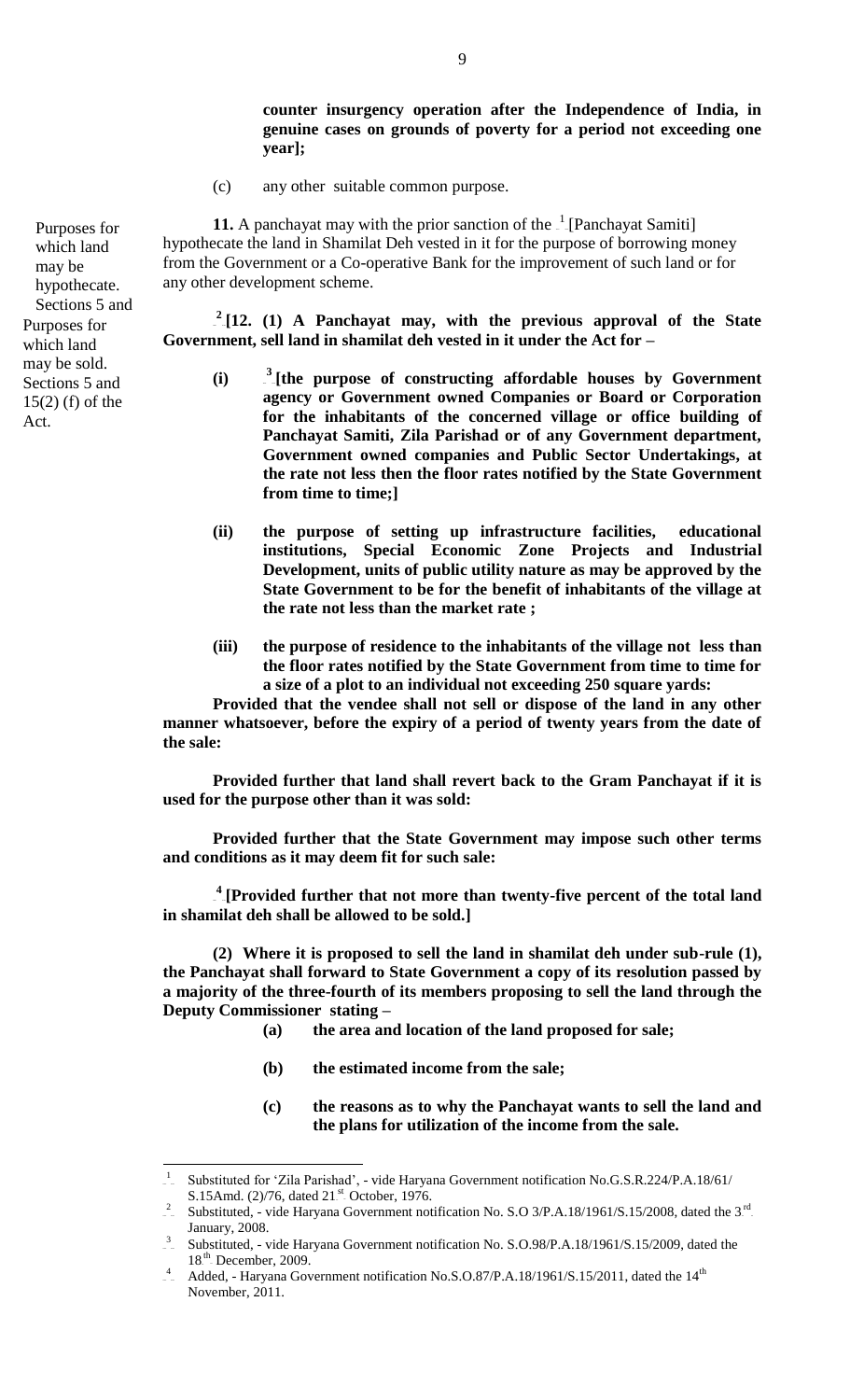**counter insurgency operation after the Independence of India, in genuine cases on grounds of poverty for a period not exceeding one year];**

(c) any other suitable common purpose.

Purposes for which land may be hypothecate. Sections 5 and

**11.** A panchayat may with the prior sanction of the [1][Panchayat Samiti] hypothecate the land in Shamilat Deh vested in it for the purpose of borrowing money from the Government or a Co-operative Bank for the improvement of such land or for any other development scheme.

Purposes for which land may be sold. Sections 5 and 15(2) (f) of the Act.

**[2][12. (1) A Panchayat may, with the previous approval of the State Government, sell land in shamilat deh vested in it under the Act for –**

**(i) [3][the purpose of constructing affordable houses by Government agency or Government owned Companies or Board or Corporation for the inhabitants of the concerned village or office building of Panchayat Samiti, Zila Parishad or of any Government department, Government owned companies and Public Sector Undertakings, at the rate not less then the floor rates notified by the State Government from time to time;]**

**(ii) the purpose of setting up infrastructure facilities, educational institutions, Special Economic Zone Projects and Industrial Development, units of public utility nature as may be approved by the State Government to be for the benefit of inhabitants of the village at the rate not less than the market rate ;**

**(iii) the purpose of residence to the inhabitants of the village not less than the floor rates notified by the State Government from time to time for a size of a plot to an individual not exceeding 250 square yards:**

**Provided that the vendee shall not sell or dispose of the land in any other manner whatsoever, before the expiry of a period of twenty years from the date of the sale:**

**Provided further that land shall revert back to the Gram Panchayat if it is used for the purpose other than it was sold:**

**Provided further that the State Government may impose such other terms and conditions as it may deem fit for such sale:**

**[4][Provided further that not more than twenty-five percent of the total land in shamilat deh shall be allowed to be sold.]**

**(2) Where it is proposed to sell the land in shamilat deh under sub-rule (1), the Panchayat shall forward to State Government a copy of its resolution passed by a majority of the three-fourth of its members proposing to sell the land through the Deputy Commissioner stating –**

**(a) the area and location of the land proposed for sale;**

**(b) the estimated income from the sale;**

**(c) the reasons as to why the Panchayat wants to sell the land and the plans for utilization of the income from the sale.**

---

1. Substituted for 'Zila Parishad', - vide Haryana Government notification No.G.S.R.224/P.A.18/61/ S.15Amd. (2)/76, dated 21st October, 1976.
2. Substituted, - vide Haryana Government notification No. S.O 3/P.A.18/1961/S.15/2008, dated the 3rd January, 2008.
3. Substituted, - vide Haryana Government notification No. S.O.98/P.A.18/1961/S.15/2009, dated the 18th December, 2009.
4. Added, - Haryana Government notification No.S.O.87/P.A.18/1961/S.15/2011, dated the 14th November, 2011.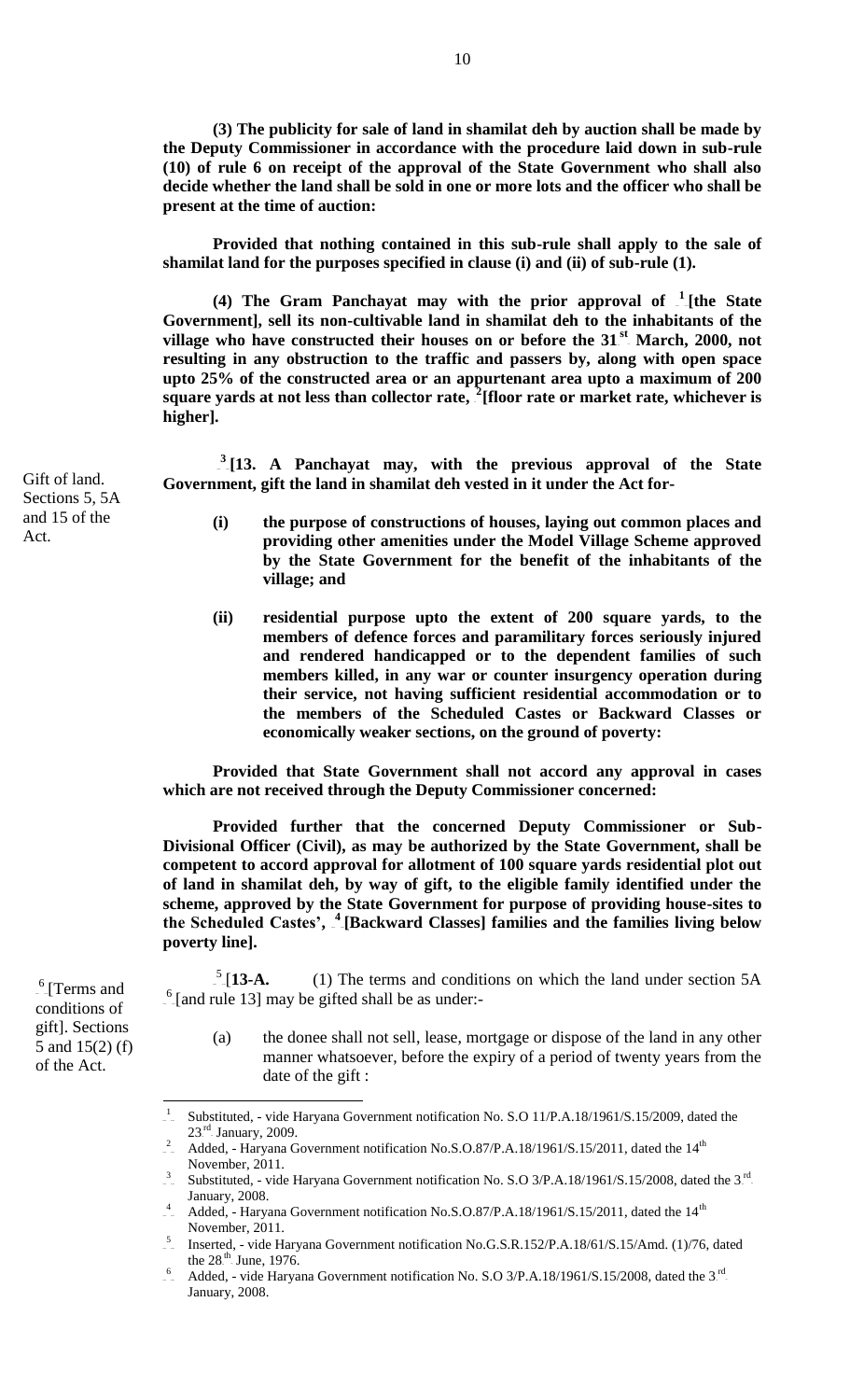**(3) The publicity for sale of land in shamilat deh by auction shall be made by the Deputy Commissioner in accordance with the procedure laid down in sub-rule (10) of rule 6 on receipt of the approval of the State Government who shall also decide whether the land shall be sold in one or more lots and the officer who shall be present at the time of auction:**

**Provided that nothing contained in this sub-rule shall apply to the sale of shamilat land for the purposes specified in clause (i) and (ii) of sub-rule (1).**

**(4) The Gram Panchayat may with the prior approval of [1] [the State Government], sell its non-cultivable land in shamilat deh to the inhabitants of the village who have constructed their houses on or before the 31st March, 2000, not resulting in any obstruction to the traffic and passers by, along with open space upto 25% of the constructed area or an appurtenant area upto a maximum of 200 square yards at not less than collector rate, [2] [floor rate or market rate, whichever is higher].**

Gift of land. Sections 5, 5A and 15 of the Act.

**[3] [13. A Panchayat may, with the previous approval of the State Government, gift the land in shamilat deh vested in it under the Act for-**

**(i) the purpose of constructions of houses, laying out common places and providing other amenities under the Model Village Scheme approved by the State Government for the benefit of the inhabitants of the village; and**

**(ii) residential purpose upto the extent of 200 square yards, to the members of defence forces and paramilitary forces seriously injured and rendered handicapped or to the dependent families of such members killed, in any war or counter insurgency operation during their service, not having sufficient residential accommodation or to the members of the Scheduled Castes or Backward Classes or economically weaker sections, on the ground of poverty:**

**Provided that State Government shall not accord any approval in cases which are not received through the Deputy Commissioner concerned:**

**Provided further that the concerned Deputy Commissioner or Sub-Divisional Officer (Civil), as may be authorized by the State Government, shall be competent to accord approval for allotment of 100 square yards residential plot out of land in shamilat deh, by way of gift, to the eligible family identified under the scheme, approved by the State Government for purpose of providing house-sites to the Scheduled Castes', [4] [Backward Classes] families and the families living below poverty line].**

[6] [Terms and conditions of gift]. Sections 5 and 15(2) (f) of the Act.

[5] [**13-A.** (1) The terms and conditions on which the land under section 5A [6] [and rule 13] may be gifted shall be as under:-

(a) the donee shall not sell, lease, mortgage or dispose of the land in any other manner whatsoever, before the expiry of a period of twenty years from the date of the gift :

---

[1] Substituted, - vide Haryana Government notification No. S.O 11/P.A.18/1961/S.15/2009, dated the 23rd January, 2009.

[2] Added, - Haryana Government notification No.S.O.87/P.A.18/1961/S.15/2011, dated the 14th November, 2011.

[3] Substituted, - vide Haryana Government notification No. S.O 3/P.A.18/1961/S.15/2008, dated the 3rd January, 2008.

[4] Added, - Haryana Government notification No.S.O.87/P.A.18/1961/S.15/2011, dated the 14th November, 2011.

[5] Inserted, - vide Haryana Government notification No.G.S.R.152/P.A.18/61/S.15/Amd. (1)/76, dated the 28th June, 1976.

[6] Added, - vide Haryana Government notification No. S.O 3/P.A.18/1961/S.15/2008, dated the 3rd January, 2008.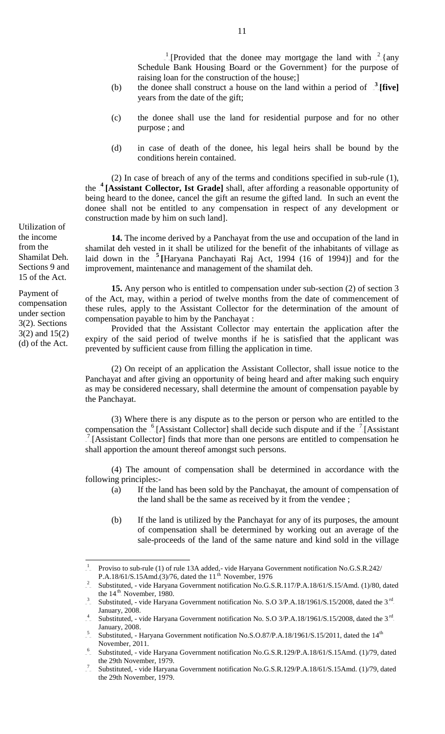[1][Provided that the donee may mortgage the land with [2]{any Schedule Bank Housing Board or the Government} for the purpose of raising loan for the construction of the house;]

(b) the donee shall construct a house on the land within a period of [3] **[five]** years from the date of the gift;

(c) the donee shall use the land for residential purpose and for no other purpose ; and

(d) in case of death of the donee, his legal heirs shall be bound by the conditions herein contained.

(2) In case of breach of any of the terms and conditions specified in sub-rule (1), the [4] **[Assistant Collector, Ist Grade]** shall, after affording a reasonable opportunity of being heard to the donee, cancel the gift an resume the gifted land. In such an event the donee shall not be entitled to any compensation in respect of any development or construction made by him on such land].

*Utilization of the income from the Shamilat Deh. Sections 9 and 15 of the Act.*

**14.** The income derived by a Panchayat from the use and occupation of the land in shamilat deh vested in it shall be utilized for the benefit of the inhabitants of village as laid down in the [5] **[**Haryana Panchayati Raj Act, 1994 (16 of 1994)] and for the improvement, maintenance and management of the shamilat deh.

*Payment of compensation under section 3(2). Sections 3(2) and 15(2) (d) of the Act.*

**15.** Any person who is entitled to compensation under sub-section (2) of section 3 of the Act, may, within a period of twelve months from the date of commencement of these rules, apply to the Assistant Collector for the determination of the amount of compensation payable to him by the Panchayat :

Provided that the Assistant Collector may entertain the application after the expiry of the said period of twelve months if he is satisfied that the applicant was prevented by sufficient cause from filling the application in time.

(2) On receipt of an application the Assistant Collector, shall issue notice to the Panchayat and after giving an opportunity of being heard and after making such enquiry as may be considered necessary, shall determine the amount of compensation payable by the Panchayat.

(3) Where there is any dispute as to the person or person who are entitled to the compensation the [6][Assistant Collector] shall decide such dispute and if the [7][Assistant [7][Assistant Collector] finds that more than one persons are entitled to compensation he shall apportion the amount thereof amongst such persons.

(4) The amount of compensation shall be determined in accordance with the following principles:-

(a) If the land has been sold by the Panchayat, the amount of compensation of the land shall be the same as received by it from the vendee ;

(b) If the land is utilized by the Panchayat for any of its purposes, the amount of compensation shall be determined by working out an average of the sale-proceeds of the land of the same nature and kind sold in the village

---

[1] Proviso to sub-rule (1) of rule 13A added,- vide Haryana Government notification No.G.S.R.242/ P.A.18/61/S.15Amd.(3)/76, dated the 11th November, 1976

[2] Substituted, - vide Haryana Government notification No.G.S.R.117/P.A.18/61/S.15/Amd. (1)/80, dated the 14th November, 1980.

[3] Substituted, - vide Haryana Government notification No. S.O 3/P.A.18/1961/S.15/2008, dated the 3rd January, 2008.

[4] Substituted, - vide Haryana Government notification No. S.O 3/P.A.18/1961/S.15/2008, dated the 3rd January, 2008.

[5] Substituted, - Haryana Government notification No.S.O.87/P.A.18/1961/S.15/2011, dated the 14th November, 2011.

[6] Substituted, - vide Haryana Government notification No.G.S.R.129/P.A.18/61/S.15Amd. (1)/79, dated the 29th November, 1979.

[7] Substituted, - vide Haryana Government notification No.G.S.R.129/P.A.18/61/S.15Amd. (1)/79, dated the 29th November, 1979.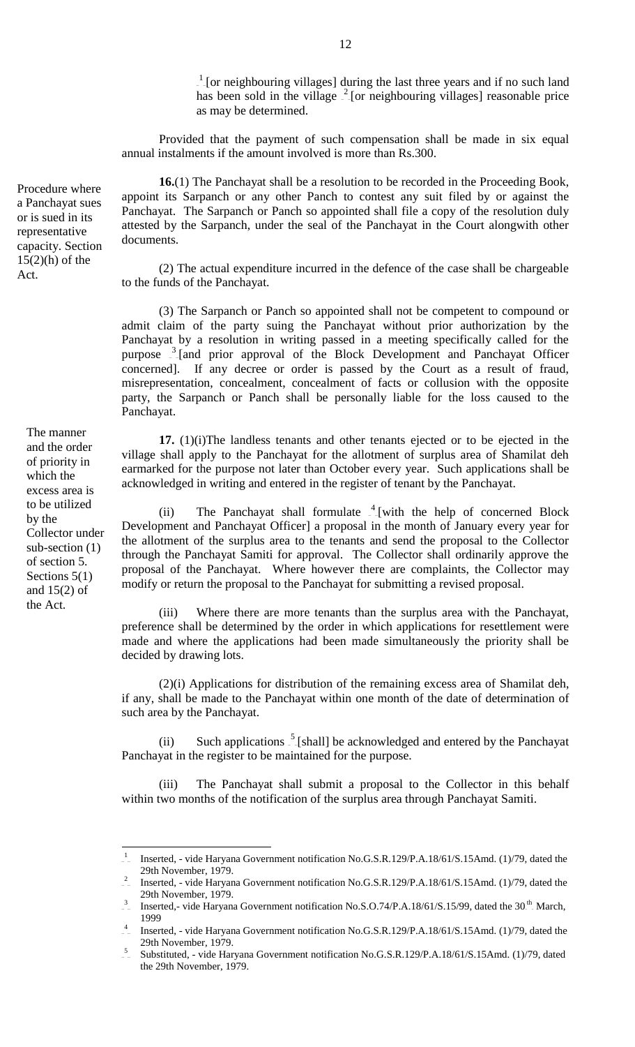[1][or neighbouring villages] during the last three years and if no such land has been sold in the village [2][or neighbouring villages] reasonable price as may be determined.

Provided that the payment of such compensation shall be made in six equal annual instalments if the amount involved is more than Rs.300.

*Procedure where a Panchayat sues or is sued in its representative capacity. Section 15(2)(h) of the Act.*

**16.**(1) The Panchayat shall be a resolution to be recorded in the Proceeding Book, appoint its Sarpanch or any other Panch to contest any suit filed by or against the Panchayat. The Sarpanch or Panch so appointed shall file a copy of the resolution duly attested by the Sarpanch, under the seal of the Panchayat in the Court alongwith other documents.

(2) The actual expenditure incurred in the defence of the case shall be chargeable to the funds of the Panchayat.

(3) The Sarpanch or Panch so appointed shall not be competent to compound or admit claim of the party suing the Panchayat without prior authorization by the Panchayat by a resolution in writing passed in a meeting specifically called for the purpose [3][and prior approval of the Block Development and Panchayat Officer concerned]. If any decree or order is passed by the Court as a result of fraud, misrepresentation, concealment, concealment of facts or collusion with the opposite party, the Sarpanch or Panch shall be personally liable for the loss caused to the Panchayat.

*The manner and the order of priority in which the excess area is to be utilized by the Collector under sub-section (1) of section 5. Sections 5(1) and 15(2) of the Act.*

**17.** (1)(i)The landless tenants and other tenants ejected or to be ejected in the village shall apply to the Panchayat for the allotment of surplus area of Shamilat deh earmarked for the purpose not later than October every year. Such applications shall be acknowledged in writing and entered in the register of tenant by the Panchayat.

(ii) The Panchayat shall formulate [4][with the help of concerned Block Development and Panchayat Officer] a proposal in the month of January every year for the allotment of the surplus area to the tenants and send the proposal to the Collector through the Panchayat Samiti for approval. The Collector shall ordinarily approve the proposal of the Panchayat. Where however there are complaints, the Collector may modify or return the proposal to the Panchayat for submitting a revised proposal.

(iii) Where there are more tenants than the surplus area with the Panchayat, preference shall be determined by the order in which applications for resettlement were made and where the applications had been made simultaneously the priority shall be decided by drawing lots.

(2)(i) Applications for distribution of the remaining excess area of Shamilat deh, if any, shall be made to the Panchayat within one month of the date of determination of such area by the Panchayat.

(ii) Such applications [5][shall] be acknowledged and entered by the Panchayat Panchayat in the register to be maintained for the purpose.

(iii) The Panchayat shall submit a proposal to the Collector in this behalf within two months of the notification of the surplus area through Panchayat Samiti.

---

[1] Inserted, - vide Haryana Government notification No.G.S.R.129/P.A.18/61/S.15Amd. (1)/79, dated the 29th November, 1979.

[2] Inserted, - vide Haryana Government notification No.G.S.R.129/P.A.18/61/S.15Amd. (1)/79, dated the 29th November, 1979.

[3] Inserted,- vide Haryana Government notification No.S.O.74/P.A.18/61/S.15/99, dated the 30th March, 1999

[4] Inserted, - vide Haryana Government notification No.G.S.R.129/P.A.18/61/S.15Amd. (1)/79, dated the 29th November, 1979.

[5] Substituted, - vide Haryana Government notification No.G.S.R.129/P.A.18/61/S.15Amd. (1)/79, dated the 29th November, 1979.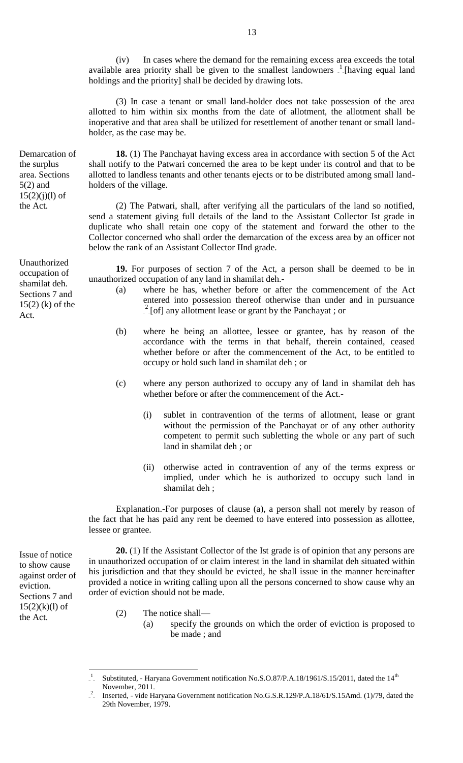(iv) In cases where the demand for the remaining excess area exceeds the total available area priority shall be given to the smallest landowners [1][having equal land holdings and the priority] shall be decided by drawing lots.

(3) In case a tenant or small land-holder does not take possession of the area allotted to him within six months from the date of allotment, the allotment shall be inoperative and that area shall be utilized for resettlement of another tenant or small land-holder, as the case may be.

Demarcation of the surplus area. Sections 5(2) and 15(2)(j)(l) of the Act.

**18.** (1) The Panchayat having excess area in accordance with section 5 of the Act shall notify to the Patwari concerned the area to be kept under its control and that to be allotted to landless tenants and other tenants ejects or to be distributed among small land-holders of the village.

(2) The Patwari, shall, after verifying all the particulars of the land so notified, send a statement giving full details of the land to the Assistant Collector Ist grade in duplicate who shall retain one copy of the statement and forward the other to the Collector concerned who shall order the demarcation of the excess area by an officer not below the rank of an Assistant Collector IInd grade.

Unauthorized occupation of shamilat deh. Sections 7 and 15(2) (k) of the Act.

**19.** For purposes of section 7 of the Act, a person shall be deemed to be in unauthorized occupation of any land in shamilat deh.-

(a) where he has, whether before or after the commencement of the Act entered into possession thereof otherwise than under and in pursuance [2][of] any allotment lease or grant by the Panchayat ; or

(b) where he being an allottee, lessee or grantee, has by reason of the accordance with the terms in that behalf, therein contained, ceased whether before or after the commencement of the Act, to be entitled to occupy or hold such land in shamilat deh ; or

(c) where any person authorized to occupy any of land in shamilat deh has whether before or after the commencement of the Act.-

(i) sublet in contravention of the terms of allotment, lease or grant without the permission of the Panchayat or of any other authority competent to permit such subletting the whole or any part of such land in shamilat deh ; or

(ii) otherwise acted in contravention of any of the terms express or implied, under which he is authorized to occupy such land in shamilat deh ;

Explanation.-For purposes of clause (a), a person shall not merely by reason of the fact that he has paid any rent be deemed to have entered into possession as allottee, lessee or grantee.

Issue of notice to show cause against order of eviction. Sections 7 and 15(2)(k)(l) of the Act.

**20.** (1) If the Assistant Collector of the Ist grade is of opinion that any persons are in unauthorized occupation of or claim interest in the land in shamilat deh situated within his jurisdiction and that they should be evicted, he shall issue in the manner hereinafter provided a notice in writing calling upon all the persons concerned to show cause why an order of eviction should not be made.

(2) The notice shall—

(a) specify the grounds on which the order of eviction is proposed to be made ; and

---

[1] Substituted, - Haryana Government notification No.S.O.87/P.A.18/1961/S.15/2011, dated the 14th November, 2011.

[2] Inserted, - vide Haryana Government notification No.G.S.R.129/P.A.18/61/S.15Amd. (1)/79, dated the 29th November, 1979.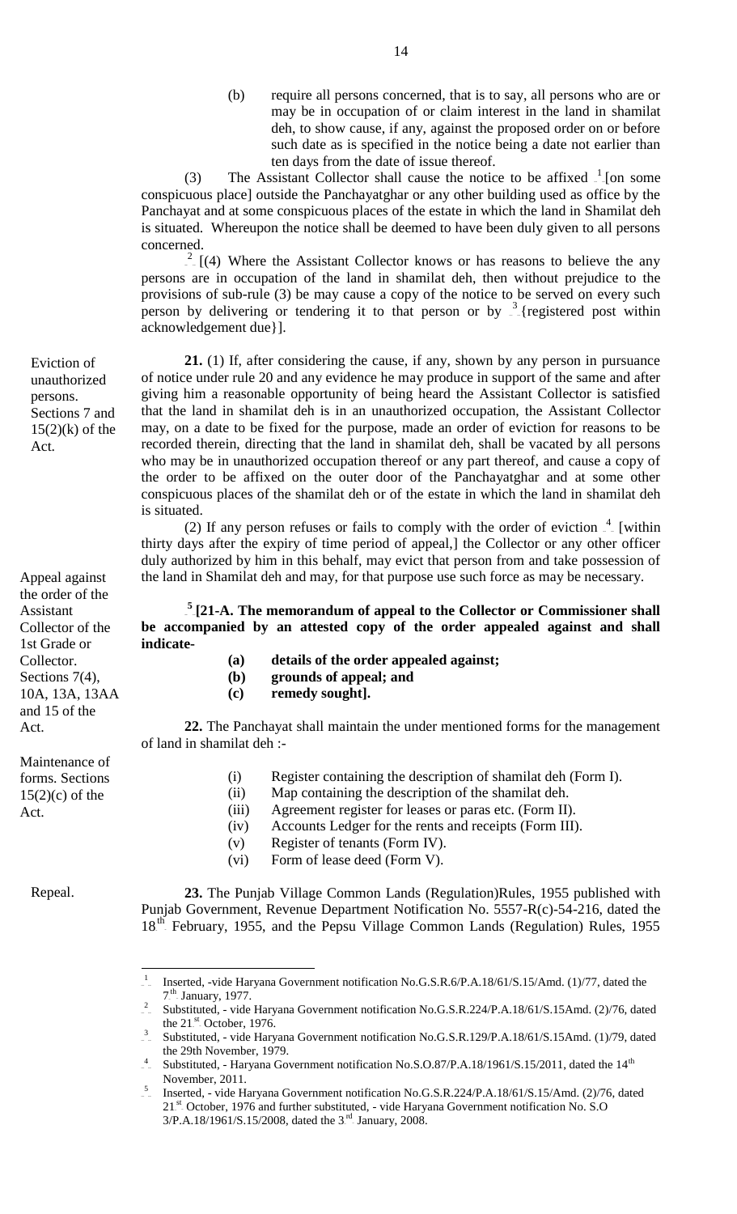(b) require all persons concerned, that is to say, all persons who are or may be in occupation of or claim interest in the land in shamilat deh, to show cause, if any, against the proposed order on or before such date as is specified in the notice being a date not earlier than ten days from the date of issue thereof.

(3) The Assistant Collector shall cause the notice to be affixed [1][on some conspicuous place] outside the Panchayatghar or any other building used as office by the Panchayat and at some conspicuous places of the estate in which the land in Shamilat deh is situated. Whereupon the notice shall be deemed to have been duly given to all persons concerned.

[2][(4) Where the Assistant Collector knows or has reasons to believe the any persons are in occupation of the land in shamilat deh, then without prejudice to the provisions of sub-rule (3) be may cause a copy of the notice to be served on every such person by delivering or tendering it to that person or by [3]{registered post within acknowledgement due}].

*Eviction of unauthorized persons. Sections 7 and 15(2)(k) of the Act.*

**21.** (1) If, after considering the cause, if any, shown by any person in pursuance of notice under rule 20 and any evidence he may produce in support of the same and after giving him a reasonable opportunity of being heard the Assistant Collector is satisfied that the land in shamilat deh is in an unauthorized occupation, the Assistant Collector may, on a date to be fixed for the purpose, made an order of eviction for reasons to be recorded therein, directing that the land in shamilat deh, shall be vacated by all persons who may be in unauthorized occupation thereof or any part thereof, and cause a copy of the order to be affixed on the outer door of the Panchayatghar and at some other conspicuous places of the shamilat deh or of the estate in which the land in shamilat deh is situated.

(2) If any person refuses or fails to comply with the order of eviction [4] [within thirty days after the expiry of time period of appeal,] the Collector or any other officer duly authorized by him in this behalf, may evict that person from and take possession of the land in Shamilat deh and may, for that purpose use such force as may be necessary.

*Appeal against the order of the Assistant Collector of the 1st Grade or Collector. Sections 7(4), 10A, 13A, 13AA and 15 of the Act.*

[5] **[21-A. The memorandum of appeal to the Collector or Commissioner shall be accompanied by an attested copy of the order appealed against and shall indicate-**

**(a) details of the order appealed against;**

**(b) grounds of appeal; and**

**(c) remedy sought].**

*Maintenance of forms. Sections 15(2)(c) of the Act.*

**22.** The Panchayat shall maintain the under mentioned forms for the management of land in shamilat deh :-

(i) Register containing the description of shamilat deh (Form I).

(ii) Map containing the description of the shamilat deh.

(iii) Agreement register for leases or paras etc. (Form II).

(iv) Accounts Ledger for the rents and receipts (Form III).

(v) Register of tenants (Form IV).

(vi) Form of lease deed (Form V).

*Repeal.*

**23.** The Punjab Village Common Lands (Regulation)Rules, 1955 published with Punjab Government, Revenue Department Notification No. 5557-R(c)-54-216, dated the 18th February, 1955, and the Pepsu Village Common Lands (Regulation) Rules, 1955

---

1. Inserted, -vide Haryana Government notification No.G.S.R.6/P.A.18/61/S.15/Amd. (1)/77, dated the 7th January, 1977.
2. Substituted, - vide Haryana Government notification No.G.S.R.224/P.A.18/61/S.15Amd. (2)/76, dated the 21st October, 1976.
3. Substituted, - vide Haryana Government notification No.G.S.R.129/P.A.18/61/S.15Amd. (1)/79, dated the 29th November, 1979.
4. Substituted, - Haryana Government notification No.S.O.87/P.A.18/1961/S.15/2011, dated the 14th November, 2011.
5. Inserted, - vide Haryana Government notification No.G.S.R.224/P.A.18/61/S.15/Amd. (2)/76, dated 21st October, 1976 and further substituted, - vide Haryana Government notification No. S.O 3/P.A.18/1961/S.15/2008, dated the 3rd January, 2008.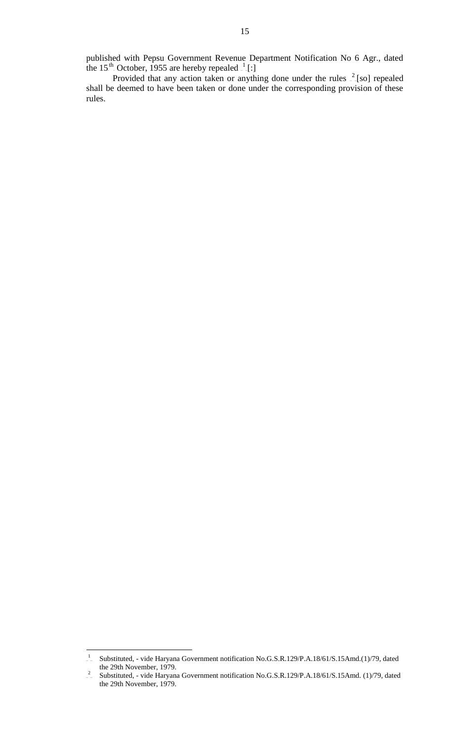published with Pepsu Government Revenue Department Notification No 6 Agr., dated the 15th October, 1955 are hereby repealed [1][:]

Provided that any action taken or anything done under the rules [2][so] repealed shall be deemed to have been taken or done under the corresponding provision of these rules.

---

[1] Substituted, - vide Haryana Government notification No.G.S.R.129/P.A.18/61/S.15Amd.(1)/79, dated the 29th November, 1979.

[2] Substituted, - vide Haryana Government notification No.G.S.R.129/P.A.18/61/S.15Amd. (1)/79, dated the 29th November, 1979.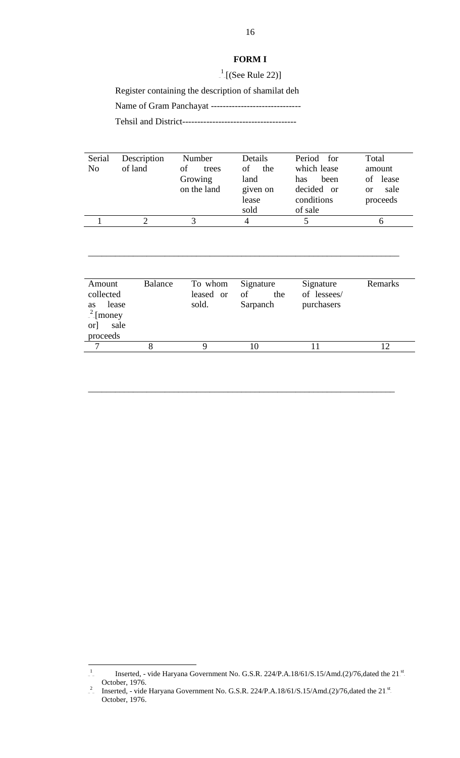# FORM I

[1][(See Rule 22)]

Register containing the description of shamilat deh

Name of Gram Panchayat ------------------------------

Tehsil and District--------------------------------------

| Serial No | Description of land | Number of trees Growing on the land | Details of the land given on lease sold | Period for which lease has been decided or conditions of sale | Total amount of lease or sale proceeds |
|---|---|---|---|---|---|
| 1 | 2 | 3 | 4 | 5 | 6 |

______________________________________________________________________

| Amount collected as lease [2][money or] sale proceeds | Balance | To whom leased or sold. | Signature of the Sarpanch | Signature of lessees/ purchasers | Remarks |
|---|---|---|---|---|---|
| 7 | 8 | 9 | 10 | 11 | 12 |

______________________________________________________________________

---

[1] Inserted, - vide Haryana Government No. G.S.R. 224/P.A.18/61/S.15/Amd.(2)/76,dated the 21st October, 1976.

[2] Inserted, - vide Haryana Government No. G.S.R. 224/P.A.18/61/S.15/Amd.(2)/76,dated the 21st October, 1976.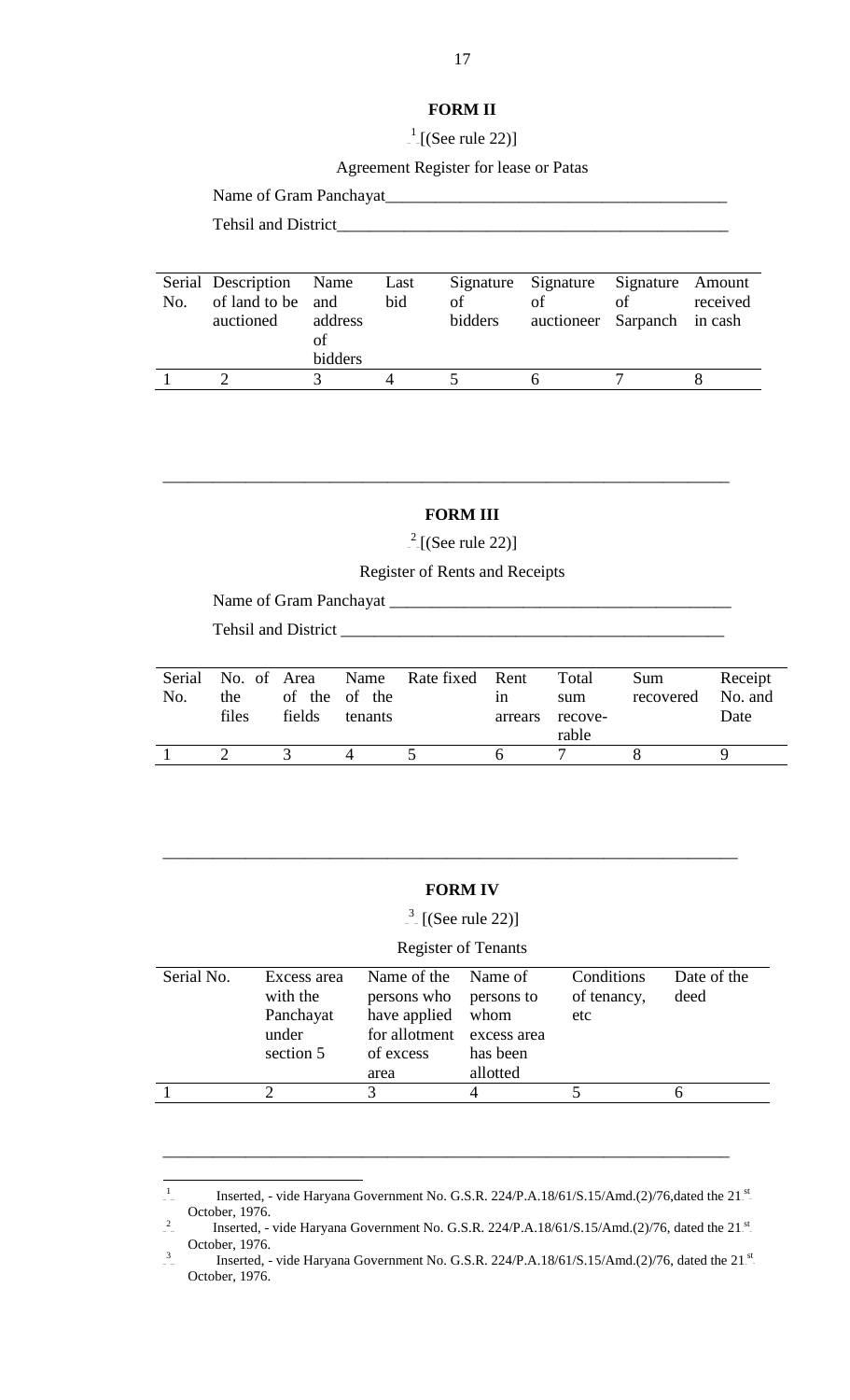## FORM II

[1][(See rule 22)]

Agreement Register for lease or Patas

Name of Gram Panchayat________________________________________

Tehsil and District_______________________________________________

| Serial No. | Description of land to be auctioned | Name and address of bidders | Last bid | Signature of bidders | Signature of auctioneer | Signature of Sarpanch | Amount received in cash |
|---|---|---|---|---|---|---|---|
| 1 | 2 | 3 | 4 | 5 | 6 | 7 | 8 |

---

## FORM III

[2][(See rule 22)]

Register of Rents and Receipts

Name of Gram Panchayat ________________________________________

Tehsil and District ______________________________________________

| Serial No. | No. of the files | Area of the fields | Name of the tenants | Rate fixed | Rent in arrears | Total sum recove-rable | Sum recovered | Receipt No. and Date |
|---|---|---|---|---|---|---|---|---|
| 1 | 2 | 3 | 4 | 5 | 6 | 7 | 8 | 9 |

---

## FORM IV

[3] [(See rule 22)]

Register of Tenants

| Serial No. | Excess area with the Panchayat under section 5 | Name of the persons who have applied for allotment of excess area | Name of persons to whom excess area has been allotted | Conditions of tenancy, etc | Date of the deed |
|---|---|---|---|---|---|
| 1 | 2 | 3 | 4 | 5 | 6 |

---

[1] Inserted, - vide Haryana Government No. G.S.R. 224/P.A.18/61/S.15/Amd.(2)/76,dated the 21st October, 1976.

[2] Inserted, - vide Haryana Government No. G.S.R. 224/P.A.18/61/S.15/Amd.(2)/76, dated the 21st October, 1976.

[3] Inserted, - vide Haryana Government No. G.S.R. 224/P.A.18/61/S.15/Amd.(2)/76, dated the 21st October, 1976.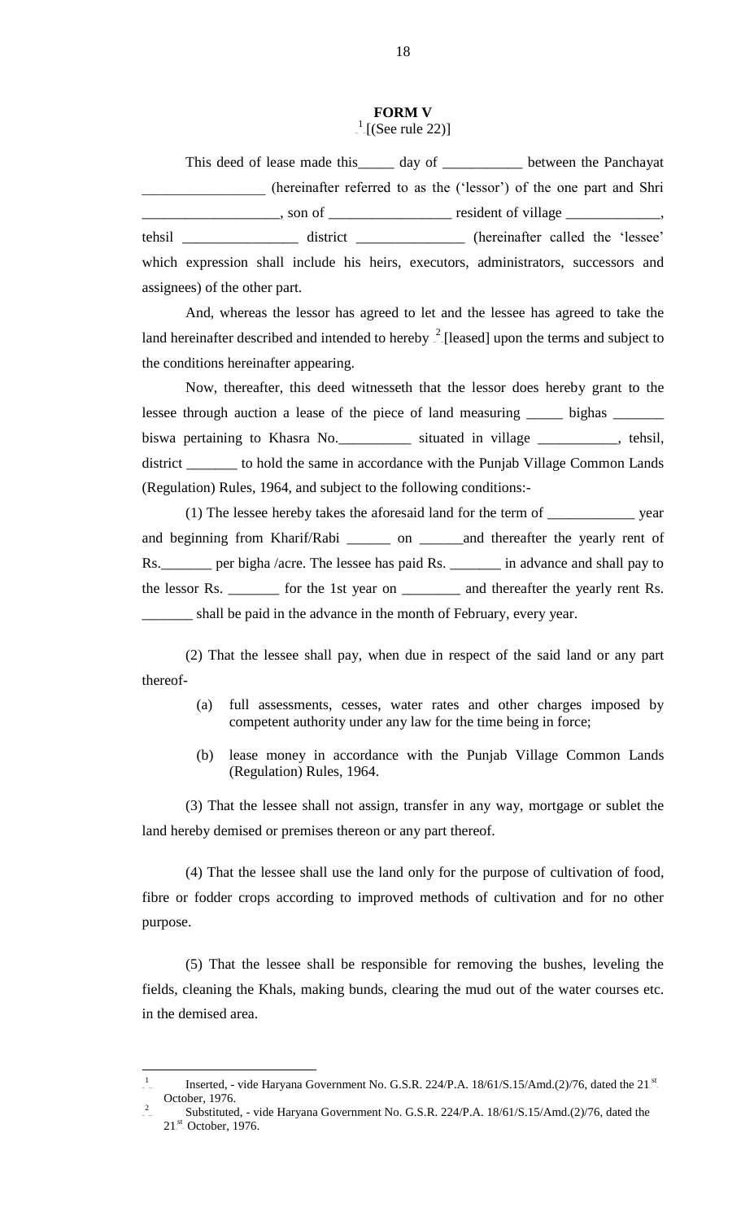## FORM V

[1][(See rule 22)]

This deed of lease made this_____ day of ___________ between the Panchayat _________________ (hereinafter referred to as the ('lessor') of the one part and Shri ___________________, son of _________________ resident of village _____________, tehsil ________________ district _______________ (hereinafter called the 'lessee' which expression shall include his heirs, executors, administrators, successors and assignees) of the other part.

And, whereas the lessor has agreed to let and the lessee has agreed to take the land hereinafter described and intended to hereby [2][leased] upon the terms and subject to the conditions hereinafter appearing.

Now, thereafter, this deed witnesseth that the lessor does hereby grant to the lessee through auction a lease of the piece of land measuring _____ bighas _______ biswa pertaining to Khasra No.__________ situated in village ___________, tehsil, district _______ to hold the same in accordance with the Punjab Village Common Lands (Regulation) Rules, 1964, and subject to the following conditions:-

(1) The lessee hereby takes the aforesaid land for the term of ____________ year and beginning from Kharif/Rabi ______ on ______and thereafter the yearly rent of Rs._______ per bigha /acre. The lessee has paid Rs. _______ in advance and shall pay to the lessor Rs. _______ for the 1st year on ________ and thereafter the yearly rent Rs. _______ shall be paid in the advance in the month of February, every year.

(2) That the lessee shall pay, when due in respect of the said land or any part thereof-

(a) full assessments, cesses, water rates and other charges imposed by competent authority under any law for the time being in force;

(b) lease money in accordance with the Punjab Village Common Lands (Regulation) Rules, 1964.

(3) That the lessee shall not assign, transfer in any way, mortgage or sublet the land hereby demised or premises thereon or any part thereof.

(4) That the lessee shall use the land only for the purpose of cultivation of food, fibre or fodder crops according to improved methods of cultivation and for no other purpose.

(5) That the lessee shall be responsible for removing the bushes, leveling the fields, cleaning the Khals, making bunds, clearing the mud out of the water courses etc. in the demised area.

---

[1] Inserted, - vide Haryana Government No. G.S.R. 224/P.A. 18/61/S.15/Amd.(2)/76, dated the 21st October, 1976.

[2] Substituted, - vide Haryana Government No. G.S.R. 224/P.A. 18/61/S.15/Amd.(2)/76, dated the 21st October, 1976.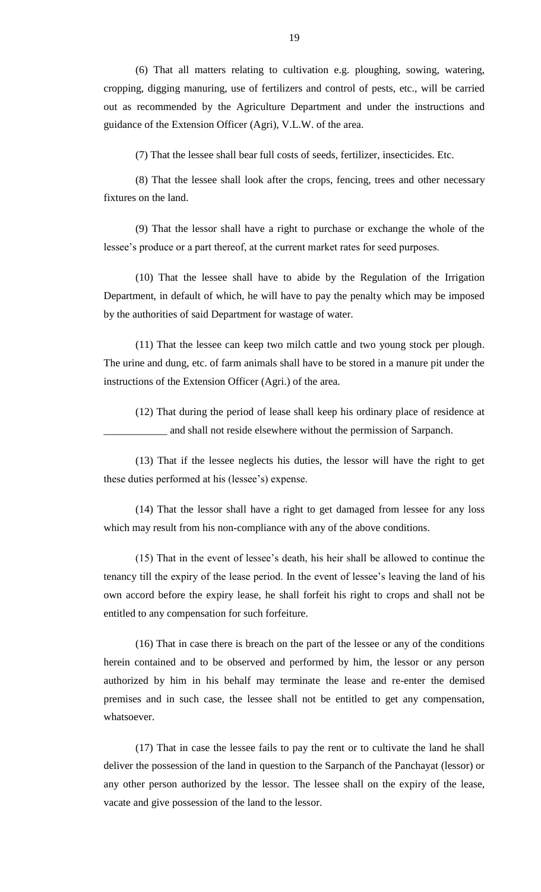(6) That all matters relating to cultivation e.g. ploughing, sowing, watering, cropping, digging manuring, use of fertilizers and control of pests, etc., will be carried out as recommended by the Agriculture Department and under the instructions and guidance of the Extension Officer (Agri), V.L.W. of the area.

(7) That the lessee shall bear full costs of seeds, fertilizer, insecticides. Etc.

(8) That the lessee shall look after the crops, fencing, trees and other necessary fixtures on the land.

(9) That the lessor shall have a right to purchase or exchange the whole of the lessee's produce or a part thereof, at the current market rates for seed purposes.

(10) That the lessee shall have to abide by the Regulation of the Irrigation Department, in default of which, he will have to pay the penalty which may be imposed by the authorities of said Department for wastage of water.

(11) That the lessee can keep two milch cattle and two young stock per plough. The urine and dung, etc. of farm animals shall have to be stored in a manure pit under the instructions of the Extension Officer (Agri.) of the area.

(12) That during the period of lease shall keep his ordinary place of residence at ____________ and shall not reside elsewhere without the permission of Sarpanch.

(13) That if the lessee neglects his duties, the lessor will have the right to get these duties performed at his (lessee's) expense.

(14) That the lessor shall have a right to get damaged from lessee for any loss which may result from his non-compliance with any of the above conditions.

(15) That in the event of lessee's death, his heir shall be allowed to continue the tenancy till the expiry of the lease period. In the event of lessee's leaving the land of his own accord before the expiry lease, he shall forfeit his right to crops and shall not be entitled to any compensation for such forfeiture.

(16) That in case there is breach on the part of the lessee or any of the conditions herein contained and to be observed and performed by him, the lessor or any person authorized by him in his behalf may terminate the lease and re-enter the demised premises and in such case, the lessee shall not be entitled to get any compensation, whatsoever.

(17) That in case the lessee fails to pay the rent or to cultivate the land he shall deliver the possession of the land in question to the Sarpanch of the Panchayat (lessor) or any other person authorized by the lessor. The lessee shall on the expiry of the lease, vacate and give possession of the land to the lessor.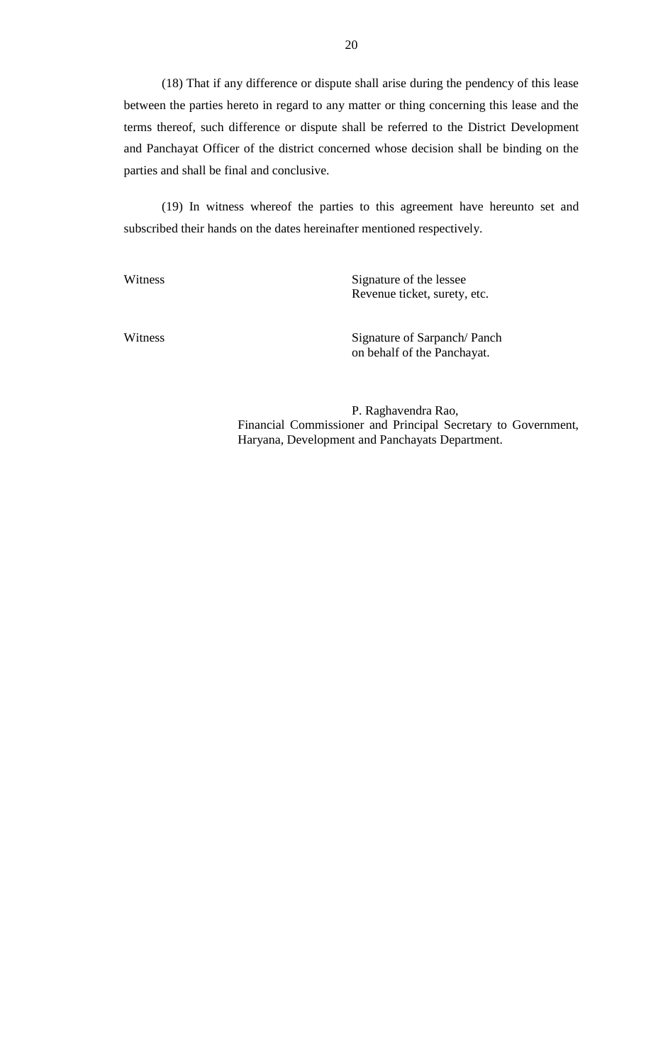(18) That if any difference or dispute shall arise during the pendency of this lease between the parties hereto in regard to any matter or thing concerning this lease and the terms thereof, such difference or dispute shall be referred to the District Development and Panchayat Officer of the district concerned whose decision shall be binding on the parties and shall be final and conclusive.

(19) In witness whereof the parties to this agreement have hereunto set and subscribed their hands on the dates hereinafter mentioned respectively.

| | |
|---|---|
| Witness | Signature of the lessee<br>Revenue ticket, surety, etc. |
| Witness | Signature of Sarpanch/ Panch<br>on behalf of the Panchayat. |

P. Raghavendra Rao,
Financial Commissioner and Principal Secretary to Government,
Haryana, Development and Panchayats Department.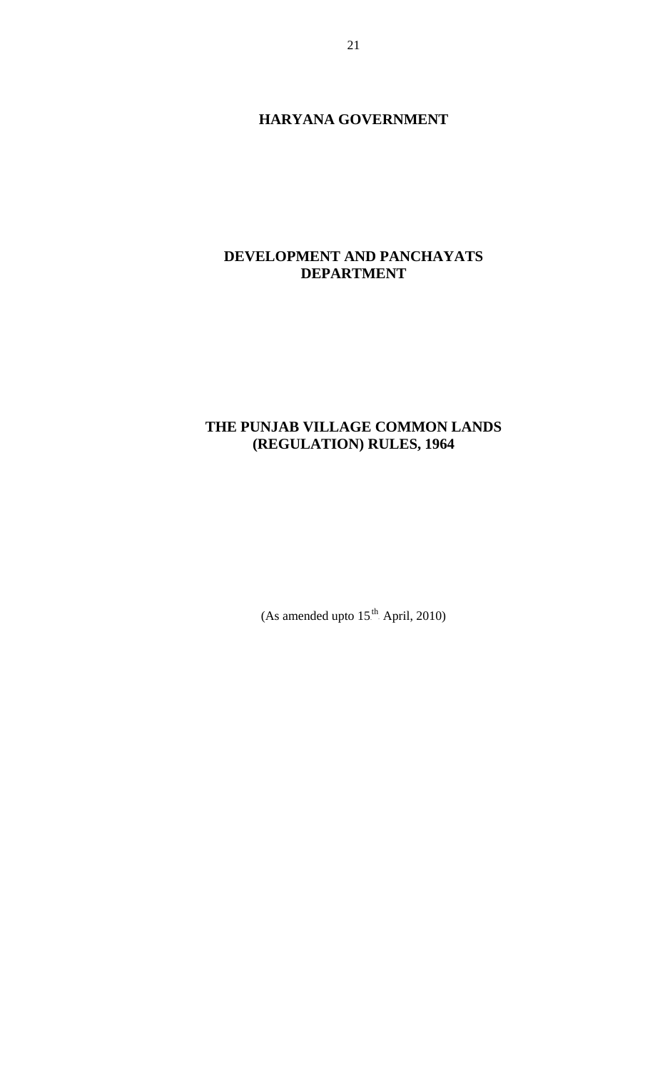# HARYANA GOVERNMENT

## DEVELOPMENT AND PANCHAYATS DEPARTMENT

## THE PUNJAB VILLAGE COMMON LANDS (REGULATION) RULES, 1964

(As amended upto 15th April, 2010)